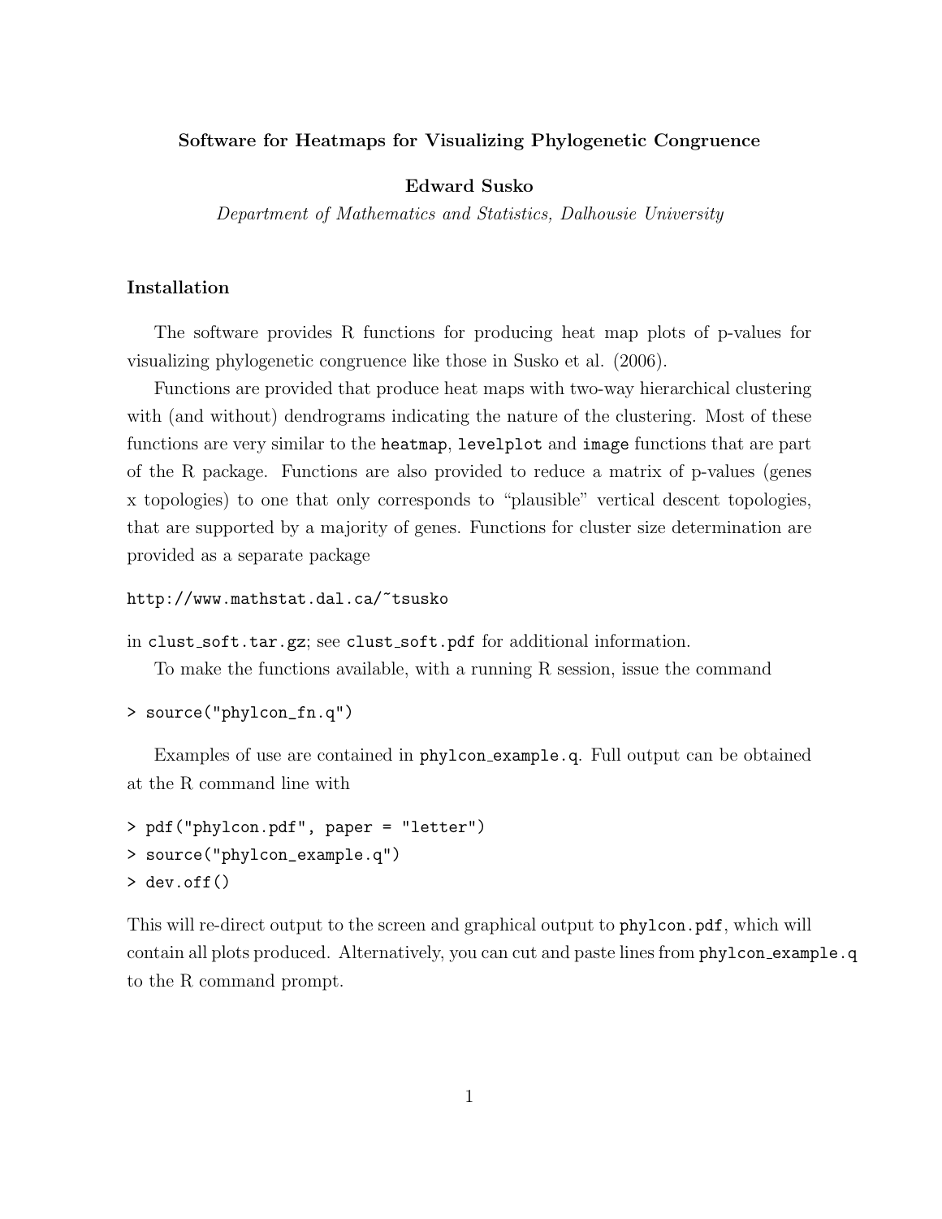**Software for Heatmaps for Visualizing Phylogenetic Congruence**

**Edward Susko**

*Department of Mathematics and Statistics, Dalhousie University*

## Installation

The software provides R functions for producing heat map plots of p-values for visualizing phylogenetic congruence like those in Susko et al. (2006).

Functions are provided that produce heat maps with two-way hierarchical clustering with (and without) dendrograms indicating the nature of the clustering. Most of these functions are very similar to the `heatmap`, `levelplot` and `image` functions that are part of the R package. Functions are also provided to reduce a matrix of p-values (genes x topologies) to one that only corresponds to "plausible" vertical descent topologies, that are supported by a majority of genes. Functions for cluster size determination are provided as a separate package

```
http://www.mathstat.dal.ca/~tsusko
```

in `clust_soft.tar.gz`; see `clust_soft.pdf` for additional information.

To make the functions available, with a running R session, issue the command

```
> source("phylcon_fn.q")
```

Examples of use are contained in `phylcon_example.q`. Full output can be obtained at the R command line with

```
> pdf("phylcon.pdf", paper = "letter")
> source("phylcon_example.q")
> dev.off()
```

This will re-direct output to the screen and graphical output to `phylcon.pdf`, which will contain all plots produced. Alternatively, you can cut and paste lines from `phylcon_example.q` to the R command prompt.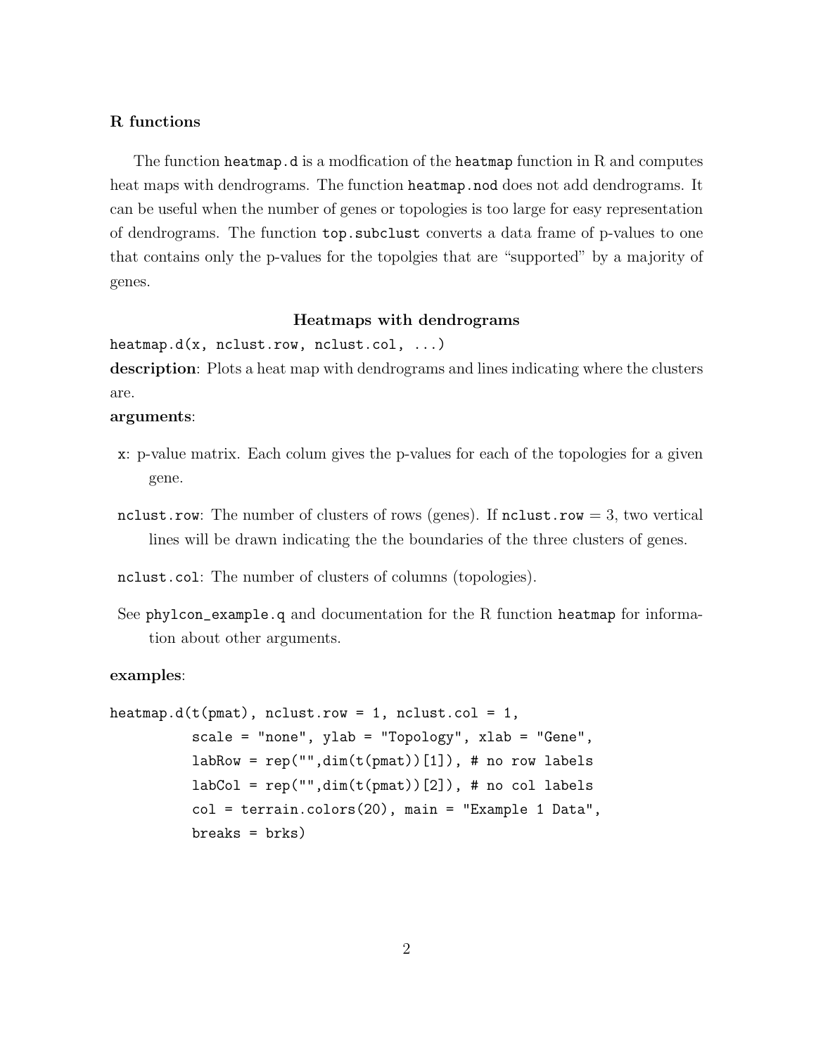### R functions

The function `heatmap.d` is a modfication of the `heatmap` function in R and computes heat maps with dendrograms. The function `heatmap.nod` does not add dendrograms. It can be useful when the number of genes or topologies is too large for easy representation of dendrograms. The function `top.subclust` converts a data frame of p-values to one that contains only the p-values for the topolgies that are "supported" by a majority of genes.

### Heatmaps with dendrograms

`heatmap.d(x, nclust.row, nclust.col, ...)`

**description**: Plots a heat map with dendrograms and lines indicating where the clusters are.

**arguments**:

- `x`: p-value matrix. Each colum gives the p-values for each of the topologies for a given gene.
- `nclust.row`: The number of clusters of rows (genes). If `nclust.row` = 3, two vertical lines will be drawn indicating the the boundaries of the three clusters of genes.
- `nclust.col`: The number of clusters of columns (topologies).
- See `phylcon_example.q` and documentation for the R function `heatmap` for information about other arguments.

**examples**:

```
heatmap.d(t(pmat), nclust.row = 1, nclust.col = 1,
          scale = "none", ylab = "Topology", xlab = "Gene",
          labRow = rep("",dim(t(pmat))[1]), # no row labels
          labCol = rep("",dim(t(pmat))[2]), # no col labels
          col = terrain.colors(20), main = "Example 1 Data",
          breaks = brks)
```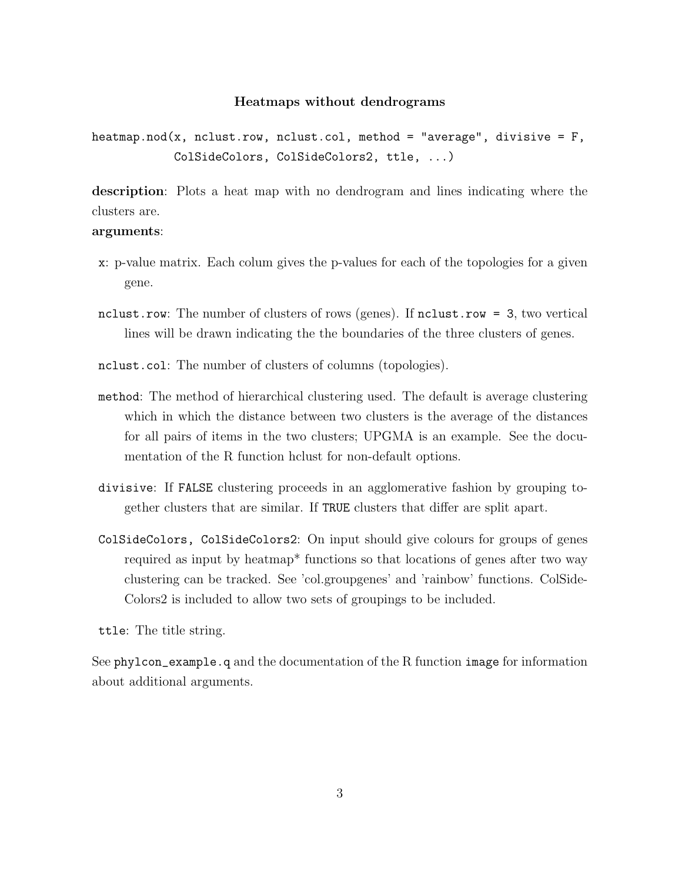### Heatmaps without dendrograms

```
heatmap.nod(x, nclust.row, nclust.col, method = "average", divisive = F,
            ColSideColors, ColSideColors2, ttle, ...)
```

**description**: Plots a heat map with no dendrogram and lines indicating where the clusters are.

**arguments**:

- `x`: p-value matrix. Each colum gives the p-values for each of the topologies for a given gene.
- `nclust.row`: The number of clusters of rows (genes). If `nclust.row = 3`, two vertical lines will be drawn indicating the the boundaries of the three clusters of genes.
- `nclust.col`: The number of clusters of columns (topologies).
- `method`: The method of hierarchical clustering used. The default is average clustering which in which the distance between two clusters is the average of the distances for all pairs of items in the two clusters; UPGMA is an example. See the documentation of the R function hclust for non-default options.
- `divisive`: If `FALSE` clustering proceeds in an agglomerative fashion by grouping together clusters that are similar. If `TRUE` clusters that differ are split apart.
- `ColSideColors, ColSideColors2`: On input should give colours for groups of genes required as input by heatmap* functions so that locations of genes after two way clustering can be tracked. See 'col.groupgenes' and 'rainbow' functions. ColSideColors2 is included to allow two sets of groupings to be included.
- `ttle`: The title string.

See `phylcon_example.q` and the documentation of the R function `image` for information about additional arguments.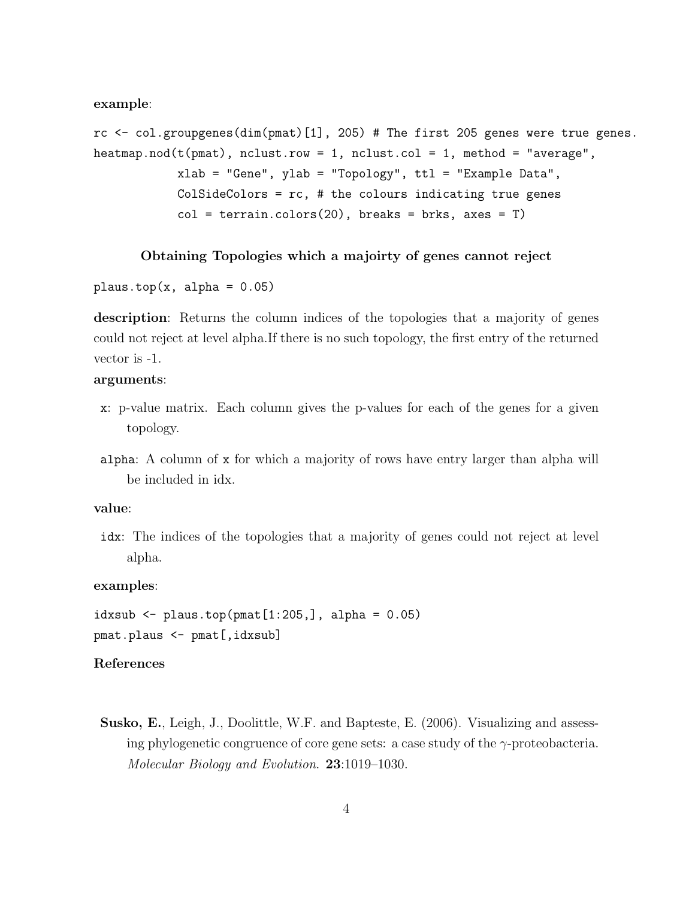**example**:

```
rc <- col.groupgenes(dim(pmat)[1], 205) # The first 205 genes were true genes.
heatmap.nod(t(pmat), nclust.row = 1, nclust.col = 1, method = "average",
            xlab = "Gene", ylab = "Topology", ttl = "Example Data",
            ColSideColors = rc, # the colours indicating true genes
            col = terrain.colors(20), breaks = brks, axes = T)
```

### Obtaining Topologies which a majoirty of genes cannot reject

```
plaus.top(x, alpha = 0.05)
```

**description**: Returns the column indices of the topologies that a majority of genes could not reject at level alpha.If there is no such topology, the first entry of the returned vector is -1.

**arguments**:

- `x`: p-value matrix. Each column gives the p-values for each of the genes for a given topology.
- `alpha`: A column of `x` for which a majority of rows have entry larger than alpha will be included in idx.

**value**:

- `idx`: The indices of the topologies that a majority of genes could not reject at level alpha.

**examples**:

```
idxsub <- plaus.top(pmat[1:205,], alpha = 0.05)
pmat.plaus <- pmat[,idxsub]
```

**References**

**Susko, E.**, Leigh, J., Doolittle, W.F. and Bapteste, E. (2006). Visualizing and assessing phylogenetic congruence of core gene sets: a case study of the $\gamma$-proteobacteria. *Molecular Biology and Evolution.* **23**:1019–1030.